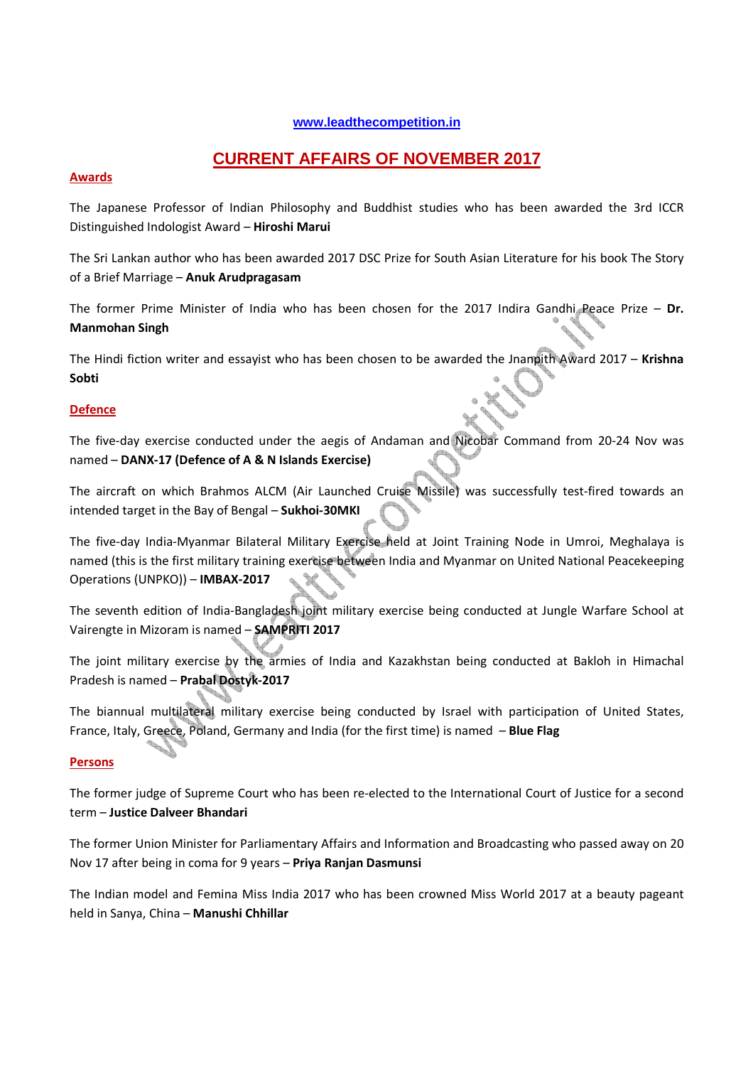www.leadthecompetition.in

# CURRENT AFFAIRS OF NOVEMBER 2017

## Awards

The Japanese Professor of Indian Philosophy and Buddhist studies who has been awarded the 3rd ICCR Distinguished Indologist Award – **Hiroshi Marui**

The Sri Lankan author who has been awarded 2017 DSC Prize for South Asian Literature for his book The Story of a Brief Marriage – **Anuk Arudpragasam**

The former Prime Minister of India who has been chosen for the 2017 Indira Gandhi Peace Prize – **Dr. Manmohan Singh**

The Hindi fiction writer and essayist who has been chosen to be awarded the Jnanpith Award 2017 – **Krishna Sobti**

## Defence

The five-day exercise conducted under the aegis of Andaman and Nicobar Command from 20-24 Nov was named – **DANX-17 (Defence of A & N Islands Exercise)**

The aircraft on which Brahmos ALCM (Air Launched Cruise Missile) was successfully test-fired towards an intended target in the Bay of Bengal – **Sukhoi-30MKI**

The five-day India-Myanmar Bilateral Military Exercise held at Joint Training Node in Umroi, Meghalaya is named (this is the first military training exercise between India and Myanmar on United National Peacekeeping Operations (UNPKO)) – **IMBAX-2017**

The seventh edition of India-Bangladesh joint military exercise being conducted at Jungle Warfare School at Vairengte in Mizoram is named – **SAMPRITI 2017**

The joint military exercise by the armies of India and Kazakhstan being conducted at Bakloh in Himachal Pradesh is named – **Prabal Dostyk-2017**

The biannual multilateral military exercise being conducted by Israel with participation of United States, France, Italy, Greece, Poland, Germany and India (for the first time) is named – **Blue Flag**

## Persons

The former judge of Supreme Court who has been re-elected to the International Court of Justice for a second term – **Justice Dalveer Bhandari**

The former Union Minister for Parliamentary Affairs and Information and Broadcasting who passed away on 20 Nov 17 after being in coma for 9 years – **Priya Ranjan Dasmunsi**

The Indian model and Femina Miss India 2017 who has been crowned Miss World 2017 at a beauty pageant held in Sanya, China – **Manushi Chhillar**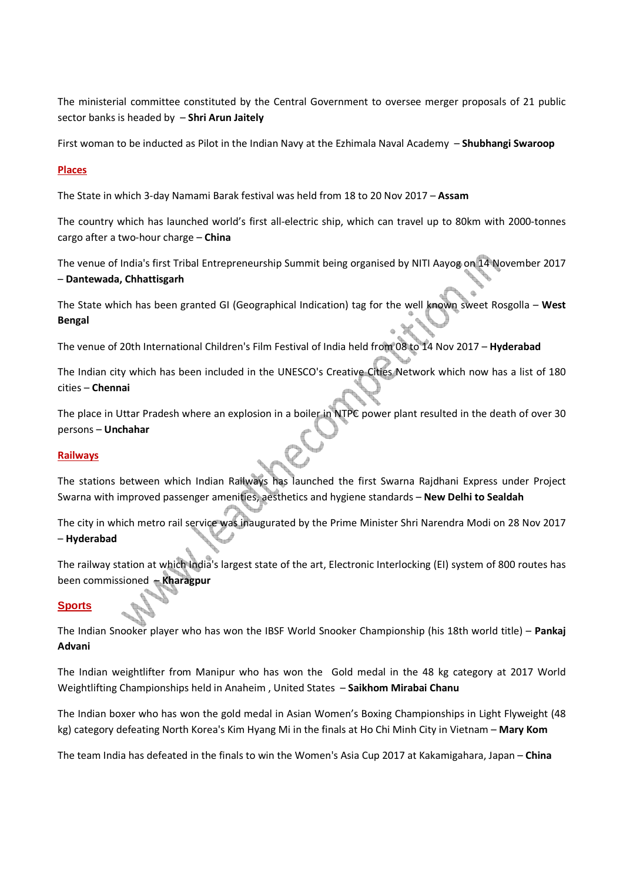The ministerial committee constituted by the Central Government to oversee merger proposals of 21 public sector banks is headed by – **Shri Arun Jaitely**

First woman to be inducted as Pilot in the Indian Navy at the Ezhimala Naval Academy – **Shubhangi Swaroop**

## Places

The State in which 3-day Namami Barak festival was held from 18 to 20 Nov 2017 – **Assam**

The country which has launched world's first all-electric ship, which can travel up to 80km with 2000-tonnes cargo after a two-hour charge – **China**

The venue of India's first Tribal Entrepreneurship Summit being organised by NITI Aayog on 14 November 2017 – **Dantewada, Chhattisgarh**

The State which has been granted GI (Geographical Indication) tag for the well known sweet Rosgolla – **West Bengal**

The venue of 20th International Children's Film Festival of India held from 08 to 14 Nov 2017 – **Hyderabad**

The Indian city which has been included in the UNESCO's Creative Cities Network which now has a list of 180 cities – **Chennai**

The place in Uttar Pradesh where an explosion in a boiler in NTPC power plant resulted in the death of over 30 persons – **Unchahar**

## Railways

The stations between which Indian Railways has launched the first Swarna Rajdhani Express under Project Swarna with improved passenger amenities, aesthetics and hygiene standards – **New Delhi to Sealdah**

The city in which metro rail service was inaugurated by the Prime Minister Shri Narendra Modi on 28 Nov 2017 – **Hyderabad**

The railway station at which India's largest state of the art, Electronic Interlocking (EI) system of 800 routes has been commissioned – **Kharagpur**

## Sports

The Indian Snooker player who has won the IBSF World Snooker Championship (his 18th world title) – **Pankaj Advani**

The Indian weightlifter from Manipur who has won the Gold medal in the 48 kg category at 2017 World Weightlifting Championships held in Anaheim , United States – **Saikhom Mirabai Chanu**

The Indian boxer who has won the gold medal in Asian Women's Boxing Championships in Light Flyweight (48 kg) category defeating North Korea's Kim Hyang Mi in the finals at Ho Chi Minh City in Vietnam – **Mary Kom**

The team India has defeated in the finals to win the Women's Asia Cup 2017 at Kakamigahara, Japan – **China**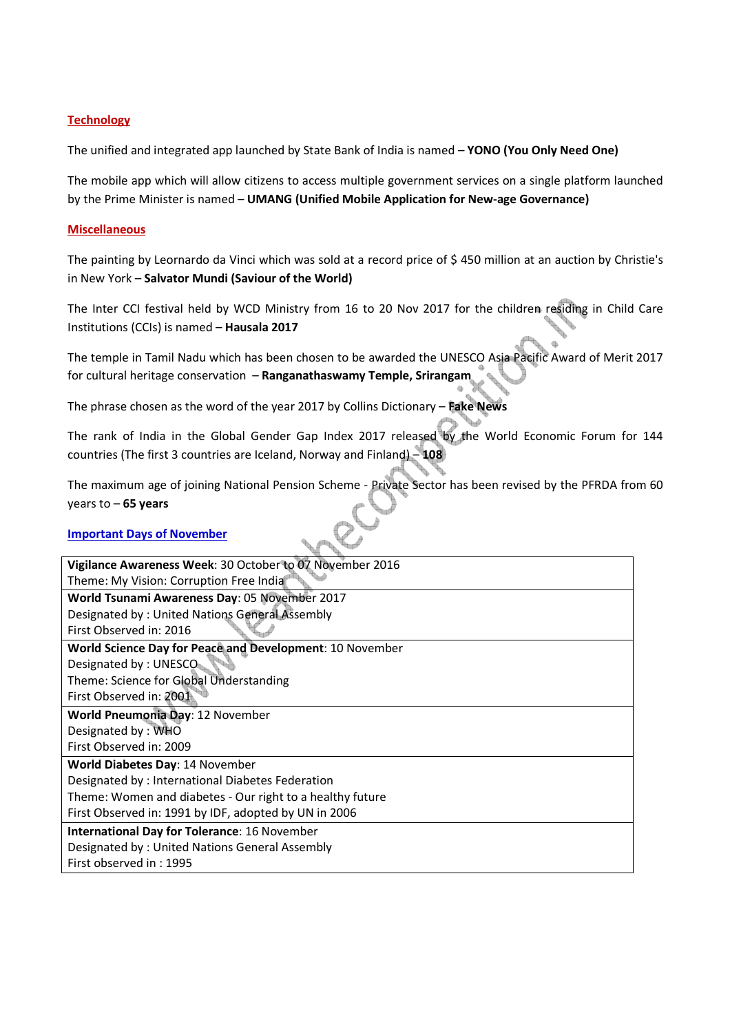## Technology

The unified and integrated app launched by State Bank of India is named – **YONO (You Only Need One)**

The mobile app which will allow citizens to access multiple government services on a single platform launched by the Prime Minister is named – **UMANG (Unified Mobile Application for New-age Governance)**

## Miscellaneous

The painting by Leonardo da Vinci which was sold at a record price of $ 450 million at an auction by Christie's in New York – **Salvator Mundi (Saviour of the World)**

The Inter CCI festival held by WCD Ministry from 16 to 20 Nov 2017 for the children residing in Child Care Institutions (CCIs) is named – **Hausala 2017**

The temple in Tamil Nadu which has been chosen to be awarded the UNESCO Asia Pacific Award of Merit 2017 for cultural heritage conservation – **Ranganathaswamy Temple, Srirangam**

The phrase chosen as the word of the year 2017 by Collins Dictionary – **Fake News**

The rank of India in the Global Gender Gap Index 2017 released by the World Economic Forum for 144 countries (The first 3 countries are Iceland, Norway and Finland) – **108**

The maximum age of joining National Pension Scheme - Private Sector has been revised by the PFRDA from 60 years to – **65 years**

## Important Days of November

| |
|---|
| **Vigilance Awareness Week**: 30 October to 07 November 2016<br>Theme: My Vision: Corruption Free India |
| **World Tsunami Awareness Day**: 05 November 2017<br>Designated by : United Nations General Assembly<br>First Observed in: 2016 |
| **World Science Day for Peace and Development**: 10 November<br>Designated by : UNESCO<br>Theme: Science for Global Understanding<br>First Observed in: 2001 |
| **World Pneumonia Day**: 12 November<br>Designated by : WHO<br>First Observed in: 2009 |
| **World Diabetes Day**: 14 November<br>Designated by : International Diabetes Federation<br>Theme: Women and diabetes - Our right to a healthy future<br>First Observed in: 1991 by IDF, adopted by UN in 2006 |
| **International Day for Tolerance**: 16 November<br>Designated by : United Nations General Assembly<br>First observed in : 1995 |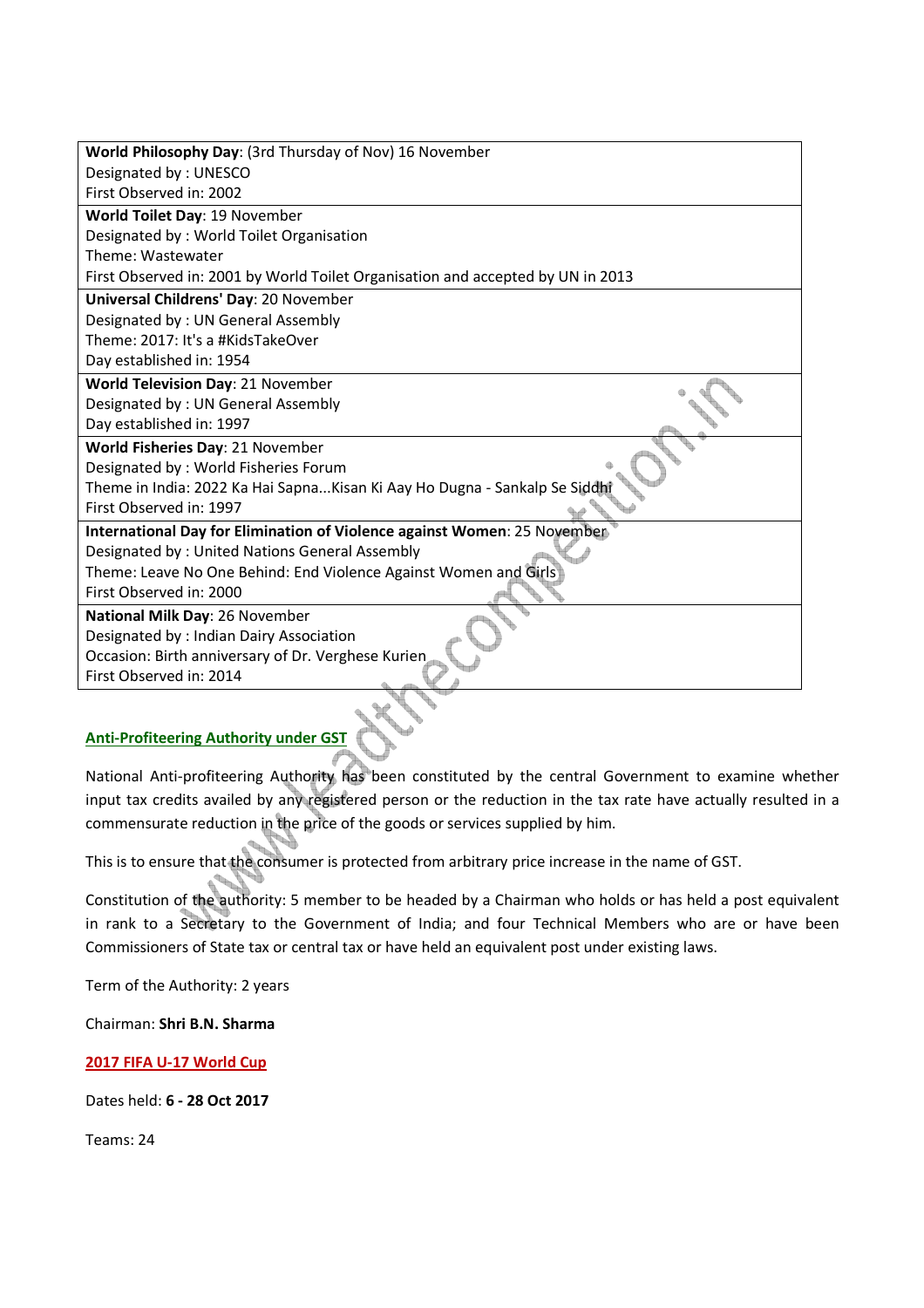| |
|---|
| **World Philosophy Day**: (3rd Thursday of Nov) 16 November<br>Designated by : UNESCO<br>First Observed in: 2002 |
| **World Toilet Day**: 19 November<br>Designated by : World Toilet Organisation<br>Theme: Wastewater<br>First Observed in: 2001 by World Toilet Organisation and accepted by UN in 2013 |
| **Universal Childrens' Day**: 20 November<br>Designated by : UN General Assembly<br>Theme: 2017: It's a #KidsTakeOver<br>Day established in: 1954 |
| **World Television Day**: 21 November<br>Designated by : UN General Assembly<br>Day established in: 1997 |
| **World Fisheries Day**: 21 November<br>Designated by : World Fisheries Forum<br>Theme in India: 2022 Ka Hai Sapna...Kisan Ki Aay Ho Dugna - Sankalp Se Siddhi<br>First Observed in: 1997 |
| **International Day for Elimination of Violence against Women**: 25 November<br>Designated by : United Nations General Assembly<br>Theme: Leave No One Behind: End Violence Against Women and Girls<br>First Observed in: 2000 |
| **National Milk Day**: 26 November<br>Designated by : Indian Dairy Association<br>Occasion: Birth anniversary of Dr. Verghese Kurien<br>First Observed in: 2014 |

## Anti-Profiteering Authority under GST

National Anti-profiteering Authority has been constituted by the central Government to examine whether input tax credits availed by any registered person or the reduction in the tax rate have actually resulted in a commensurate reduction in the price of the goods or services supplied by him.

This is to ensure that the consumer is protected from arbitrary price increase in the name of GST.

Constitution of the authority: 5 member to be headed by a Chairman who holds or has held a post equivalent in rank to a Secretary to the Government of India; and four Technical Members who are or have been Commissioners of State tax or central tax or have held an equivalent post under existing laws.

Term of the Authority: 2 years

Chairman: **Shri B.N. Sharma**

## 2017 FIFA U-17 World Cup

Dates held: **6 - 28 Oct 2017**

Teams: 24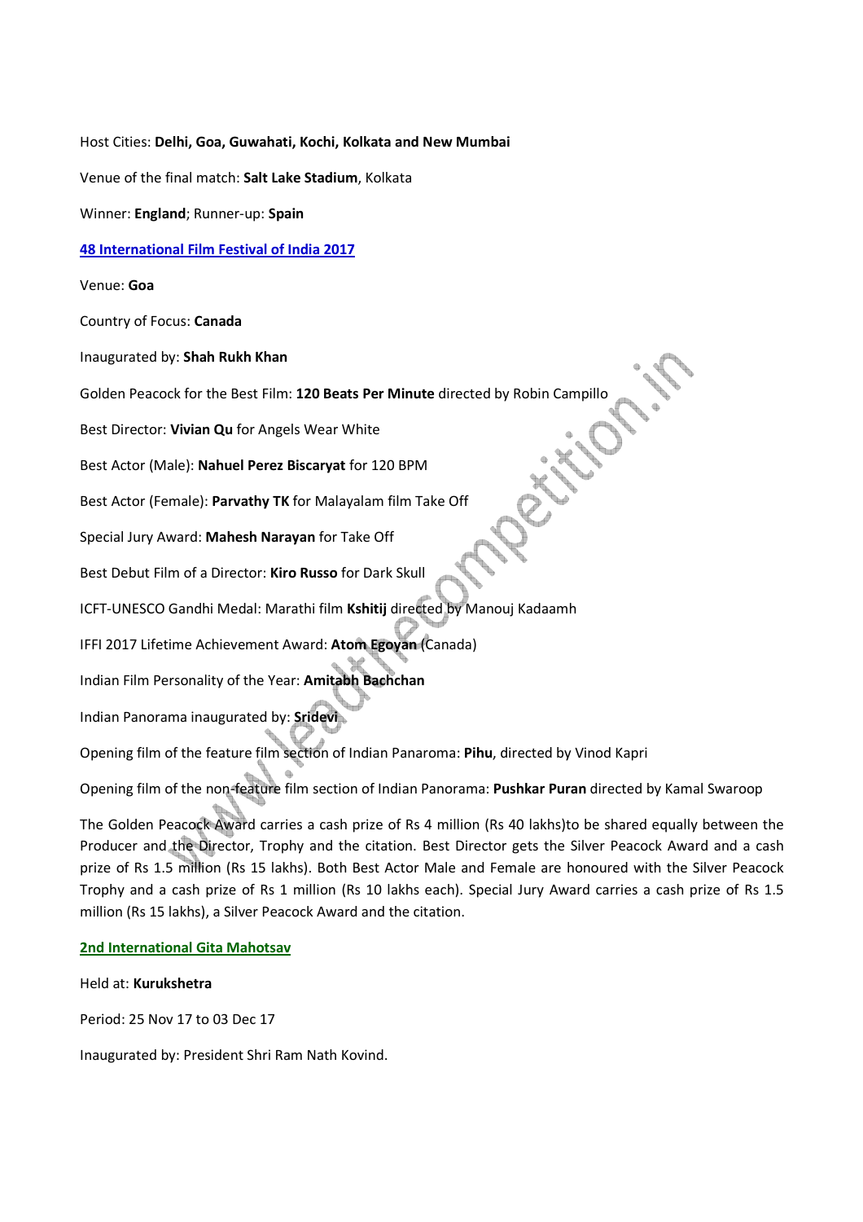Host Cities: **Delhi, Goa, Guwahati, Kochi, Kolkata and New Mumbai**

Venue of the final match: **Salt Lake Stadium**, Kolkata

Winner: **England**; Runner-up: **Spain**

**48 International Film Festival of India 2017**

Venue: **Goa**

Country of Focus: **Canada**

Inaugurated by: **Shah Rukh Khan**

Golden Peacock for the Best Film: **120 Beats Per Minute** directed by Robin Campillo

Best Director: **Vivian Qu** for Angels Wear White

Best Actor (Male): **Nahuel Perez Biscaryat** for 120 BPM

Best Actor (Female): **Parvathy TK** for Malayalam film Take Off

Special Jury Award: **Mahesh Narayan** for Take Off

Best Debut Film of a Director: **Kiro Russo** for Dark Skull

ICFT-UNESCO Gandhi Medal: Marathi film **Kshitij** directed by Manouj Kadaamh

IFFI 2017 Lifetime Achievement Award: **Atom Egoyan** (Canada)

Indian Film Personality of the Year: **Amitabh Bachchan**

Indian Panorama inaugurated by: **Sridevi**

Opening film of the feature film section of Indian Panaroma: **Pihu**, directed by Vinod Kapri

Opening film of the non-feature film section of Indian Panorama: **Pushkar Puran** directed by Kamal Swaroop

The Golden Peacock Award carries a cash prize of Rs 4 million (Rs 40 lakhs)to be shared equally between the Producer and the Director, Trophy and the citation. Best Director gets the Silver Peacock Award and a cash prize of Rs 1.5 million (Rs 15 lakhs). Both Best Actor Male and Female are honoured with the Silver Peacock Trophy and a cash prize of Rs 1 million (Rs 10 lakhs each). Special Jury Award carries a cash prize of Rs 1.5 million (Rs 15 lakhs), a Silver Peacock Award and the citation.

**2nd International Gita Mahotsav**

Held at: **Kurukshetra**

Period: 25 Nov 17 to 03 Dec 17

Inaugurated by: President Shri Ram Nath Kovind.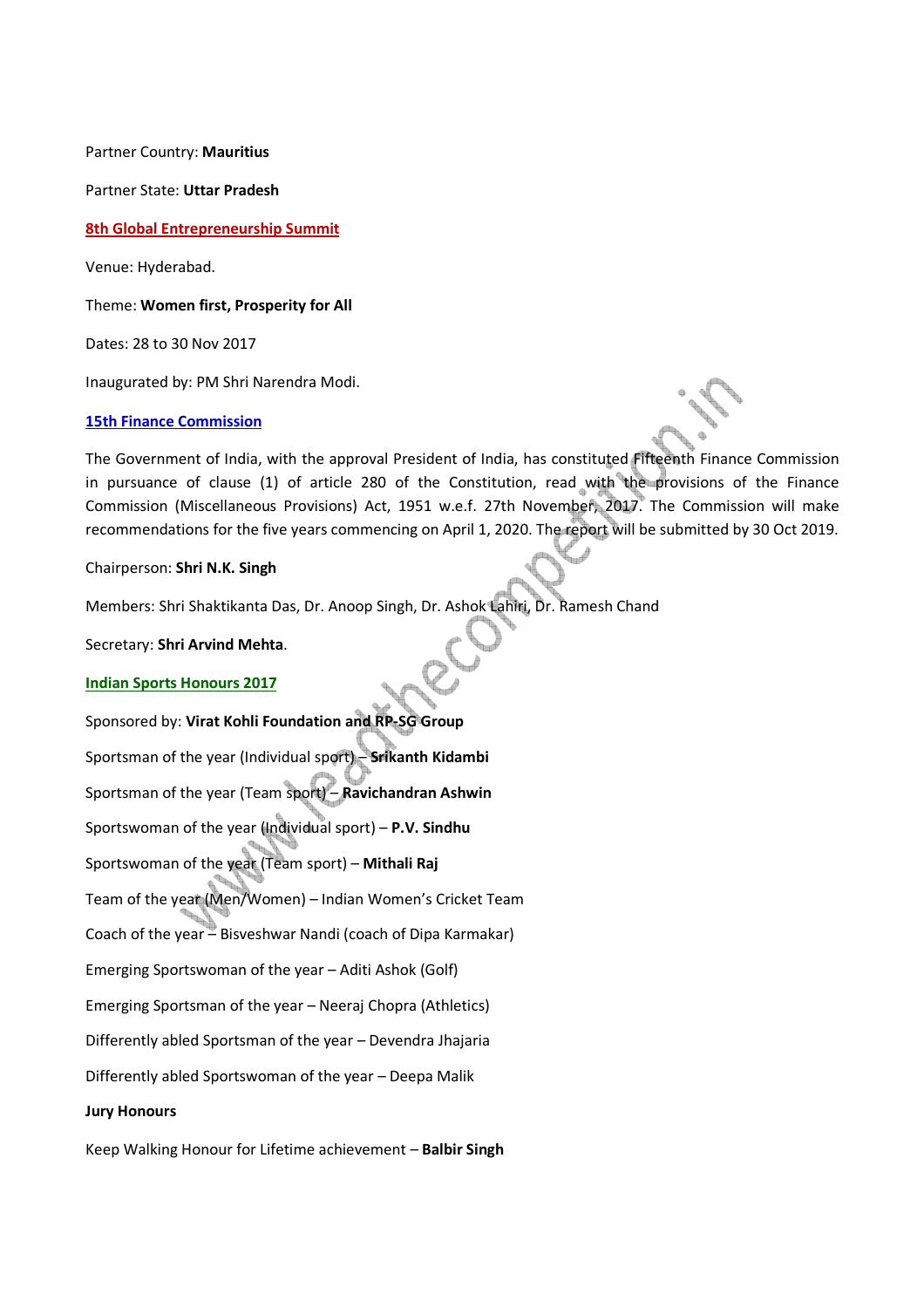Partner Country: **Mauritius**

Partner State: **Uttar Pradesh**

**8th Global Entrepreneurship Summit**

Venue: Hyderabad.

Theme: **Women first, Prosperity for All**

Dates: 28 to 30 Nov 2017

Inaugurated by: PM Shri Narendra Modi.

**15th Finance Commission**

The Government of India, with the approval President of India, has constituted Fifteenth Finance Commission in pursuance of clause (1) of article 280 of the Constitution, read with the provisions of the Finance Commission (Miscellaneous Provisions) Act, 1951 w.e.f. 27th November, 2017. The Commission will make recommendations for the five years commencing on April 1, 2020. The report will be submitted by 30 Oct 2019.

Chairperson: **Shri N.K. Singh**

Members: Shri Shaktikanta Das, Dr. Anoop Singh, Dr. Ashok Lahiri, Dr. Ramesh Chand

Secretary: **Shri Arvind Mehta**.

**Indian Sports Honours 2017**

Sponsored by: **Virat Kohli Foundation and RP-SG Group**

Sportsman of the year (Individual sport) – **Srikanth Kidambi**

Sportsman of the year (Team sport) – **Ravichandran Ashwin**

Sportswoman of the year (Individual sport) – **P.V. Sindhu**

Sportswoman of the year (Team sport) – **Mithali Raj**

Team of the year (Men/Women) – Indian Women's Cricket Team

Coach of the year – Bisveshwar Nandi (coach of Dipa Karmakar)

Emerging Sportswoman of the year – Aditi Ashok (Golf)

Emerging Sportsman of the year – Neeraj Chopra (Athletics)

Differently abled Sportsman of the year – Devendra Jhajaria

Differently abled Sportswoman of the year – Deepa Malik

**Jury Honours**

Keep Walking Honour for Lifetime achievement – **Balbir Singh**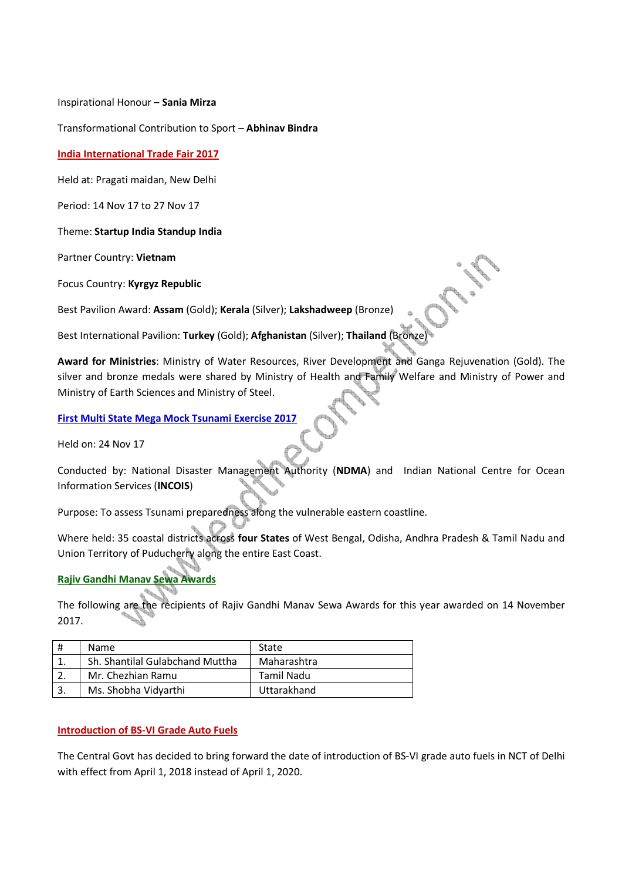Inspirational Honour – **Sania Mirza**

Transformational Contribution to Sport – **Abhinav Bindra**

## India International Trade Fair 2017

Held at: Pragati maidan, New Delhi

Period: 14 Nov 17 to 27 Nov 17

Theme: **Startup India Standup India**

Partner Country: **Vietnam**

Focus Country: **Kyrgyz Republic**

Best Pavilion Award: **Assam** (Gold); **Kerala** (Silver); **Lakshadweep** (Bronze)

Best International Pavilion: **Turkey** (Gold); **Afghanistan** (Silver); **Thailand** (Bronze)

**Award for Ministries**: Ministry of Water Resources, River Development and Ganga Rejuvenation (Gold). The silver and bronze medals were shared by Ministry of Health and Family Welfare and Ministry of Power and Ministry of Earth Sciences and Ministry of Steel.

## First Multi State Mega Mock Tsunami Exercise 2017

Held on: 24 Nov 17

Conducted by: National Disaster Management Authority (**NDMA**) and Indian National Centre for Ocean Information Services (**INCOIS**)

Purpose: To assess Tsunami preparedness along the vulnerable eastern coastline.

Where held: 35 coastal districts across **four States** of West Bengal, Odisha, Andhra Pradesh & Tamil Nadu and Union Territory of Puducherry along the entire East Coast.

## Rajiv Gandhi Manav Sewa Awards

The following are the recipients of Rajiv Gandhi Manav Sewa Awards for this year awarded on 14 November 2017.

| # | Name | State |
|---|---|---|
| 1. | Sh. Shantilal Gulabchand Muttha | Maharashtra |
| 2. | Mr. Chezhian Ramu | Tamil Nadu |
| 3. | Ms. Shobha Vidyarthi | Uttarakhand |

## Introduction of BS-VI Grade Auto Fuels

The Central Govt has decided to bring forward the date of introduction of BS-VI grade auto fuels in NCT of Delhi with effect from April 1, 2018 instead of April 1, 2020.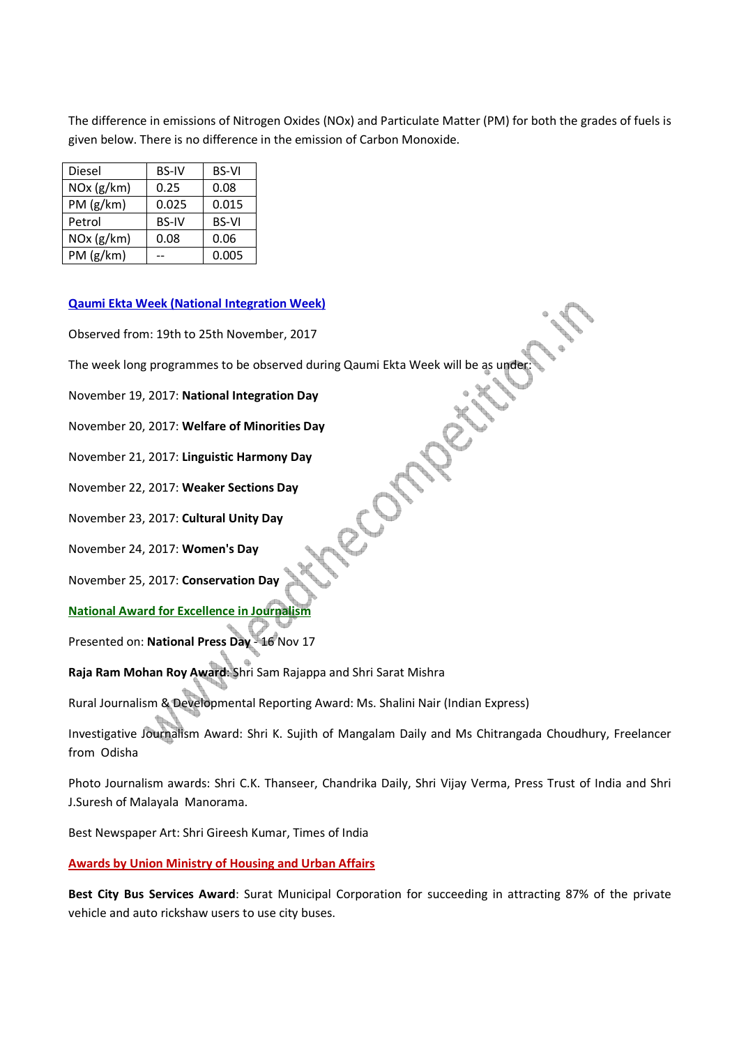The difference in emissions of Nitrogen Oxides (NOx) and Particulate Matter (PM) for both the grades of fuels is given below. There is no difference in the emission of Carbon Monoxide.

| Diesel | BS-IV | BS-VI |
|---|---|---|
| NOx (g/km) | 0.25 | 0.08 |
| PM (g/km) | 0.025 | 0.015 |
| Petrol | BS-IV | BS-VI |
| NOx (g/km) | 0.08 | 0.06 |
| PM (g/km) | -- | 0.005 |

### Qaumi Ekta Week (National Integration Week)

Observed from: 19th to 25th November, 2017

The week long programmes to be observed during Qaumi Ekta Week will be as under:

November 19, 2017: **National Integration Day**

November 20, 2017: **Welfare of Minorities Day**

November 21, 2017: **Linguistic Harmony Day**

November 22, 2017: **Weaker Sections Day**

November 23, 2017: **Cultural Unity Day**

November 24, 2017: **Women's Day**

November 25, 2017: **Conservation Day**

### National Award for Excellence in Journalism

Presented on: **National Press Day** - 16 Nov 17

**Raja Ram Mohan Roy Award**: Shri Sam Rajappa and Shri Sarat Mishra

Rural Journalism & Developmental Reporting Award: Ms. Shalini Nair (Indian Express)

Investigative Journalism Award: Shri K. Sujith of Mangalam Daily and Ms Chitrangada Choudhury, Freelancer from Odisha

Photo Journalism awards: Shri C.K. Thanseer, Chandrika Daily, Shri Vijay Verma, Press Trust of India and Shri J.Suresh of Malayala Manorama.

Best Newspaper Art: Shri Gireesh Kumar, Times of India

### Awards by Union Ministry of Housing and Urban Affairs

**Best City Bus Services Award**: Surat Municipal Corporation for succeeding in attracting 87% of the private vehicle and auto rickshaw users to use city buses.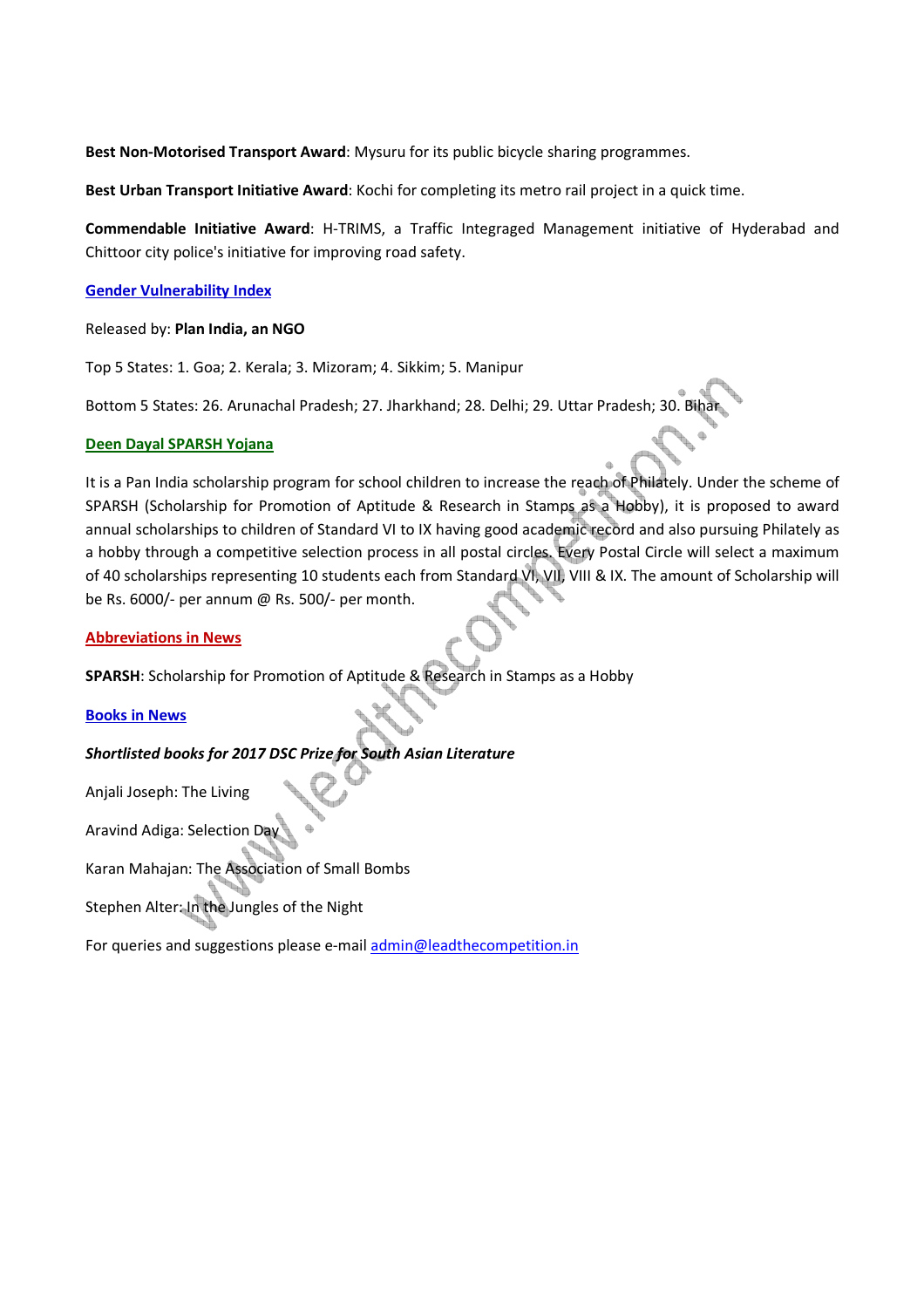**Best Non-Motorised Transport Award**: Mysuru for its public bicycle sharing programmes.

**Best Urban Transport Initiative Award**: Kochi for completing its metro rail project in a quick time.

**Commendable Initiative Award**: H-TRIMS, a Traffic Integraged Management initiative of Hyderabad and Chittoor city police's initiative for improving road safety.

## Gender Vulnerability Index

Released by: **Plan India, an NGO**

Top 5 States: 1. Goa; 2. Kerala; 3. Mizoram; 4. Sikkim; 5. Manipur

Bottom 5 States: 26. Arunachal Pradesh; 27. Jharkhand; 28. Delhi; 29. Uttar Pradesh; 30. Bihar

## Deen Dayal SPARSH Yojana

It is a Pan India scholarship program for school children to increase the reach of Philately. Under the scheme of SPARSH (Scholarship for Promotion of Aptitude & Research in Stamps as a Hobby), it is proposed to award annual scholarships to children of Standard VI to IX having good academic record and also pursuing Philately as a hobby through a competitive selection process in all postal circles. Every Postal Circle will select a maximum of 40 scholarships representing 10 students each from Standard VI, VII, VIII & IX. The amount of Scholarship will be Rs. 6000/- per annum @ Rs. 500/- per month.

## Abbreviations in News

**SPARSH**: Scholarship for Promotion of Aptitude & Research in Stamps as a Hobby

## Books in News

***Shortlisted books for 2017 DSC Prize for South Asian Literature***

Anjali Joseph: The Living

Aravind Adiga: Selection Day

Karan Mahajan: The Association of Small Bombs

Stephen Alter: In the Jungles of the Night

For queries and suggestions please e-mail admin@leadthecompetition.in